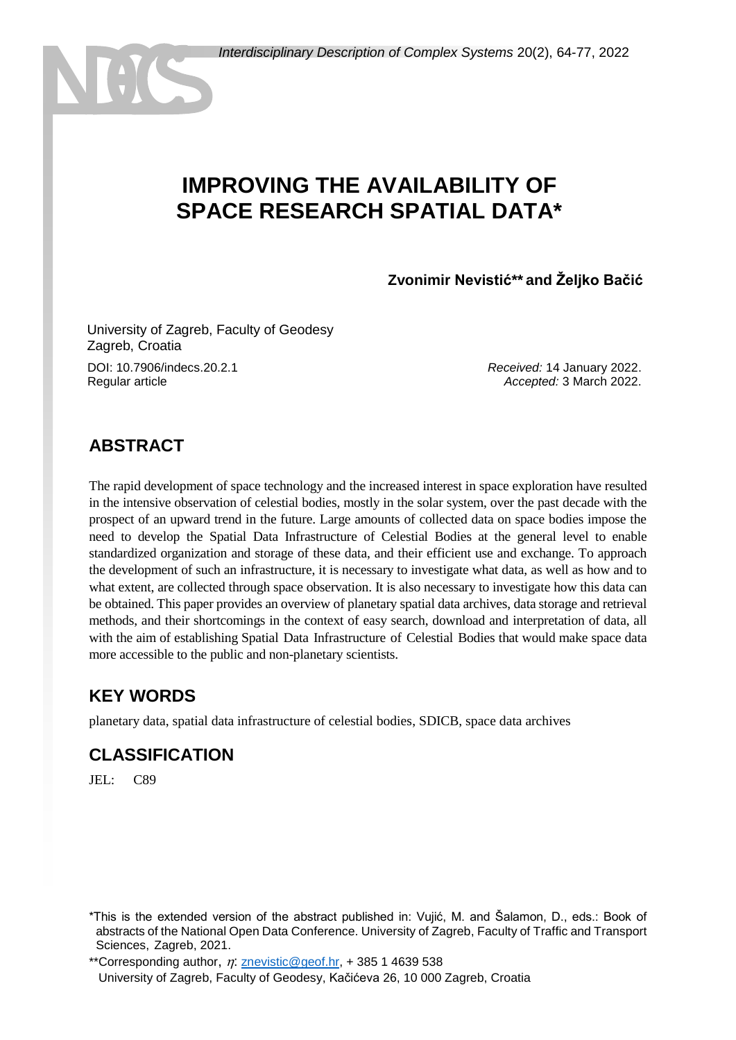# IMPROVING THE AVAILABILITY OF SPACE RESEARCH SPATIAL DATA*

**Zvonimir Nevistić** and Željko Bačić**

University of Zagreb, Faculty of Geodesy
Zagreb, Croatia

DOI: 10.7906/indecs.20.2.1
Regular article

*Received:* 14 January 2022.
*Accepted:* 3 March 2022.

## ABSTRACT

The rapid development of space technology and the increased interest in space exploration have resulted in the intensive observation of celestial bodies, mostly in the solar system, over the past decade with the prospect of an upward trend in the future. Large amounts of collected data on space bodies impose the need to develop the Spatial Data Infrastructure of Celestial Bodies at the general level to enable standardized organization and storage of these data, and their efficient use and exchange. To approach the development of such an infrastructure, it is necessary to investigate what data, as well as how and to what extent, are collected through space observation. It is also necessary to investigate how this data can be obtained. This paper provides an overview of planetary spatial data archives, data storage and retrieval methods, and their shortcomings in the context of easy search, download and interpretation of data, all with the aim of establishing Spatial Data Infrastructure of Celestial Bodies that would make space data more accessible to the public and non-planetary scientists.

## KEY WORDS

planetary data, spatial data infrastructure of celestial bodies, SDICB, space data archives

## CLASSIFICATION

JEL: C89

*This is the extended version of the abstract published in: Vujić, M. and Šalamon, D., eds.: Book of abstracts of the National Open Data Conference. University of Zagreb, Faculty of Traffic and Transport Sciences, Zagreb, 2021.

**Corresponding author, $\eta$: znevistic@geof.hr, + 385 1 4639 538
University of Zagreb, Faculty of Geodesy, Kačićeva 26, 10 000 Zagreb, Croatia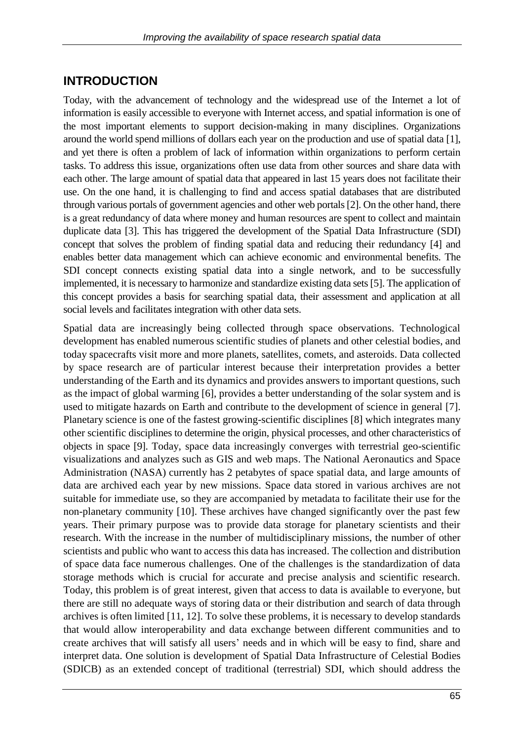## INTRODUCTION

Today, with the advancement of technology and the widespread use of the Internet a lot of information is easily accessible to everyone with Internet access, and spatial information is one of the most important elements to support decision-making in many disciplines. Organizations around the world spend millions of dollars each year on the production and use of spatial data [1], and yet there is often a problem of lack of information within organizations to perform certain tasks. To address this issue, organizations often use data from other sources and share data with each other. The large amount of spatial data that appeared in last 15 years does not facilitate their use. On the one hand, it is challenging to find and access spatial databases that are distributed through various portals of government agencies and other web portals [2]. On the other hand, there is a great redundancy of data where money and human resources are spent to collect and maintain duplicate data [3]. This has triggered the development of the Spatial Data Infrastructure (SDI) concept that solves the problem of finding spatial data and reducing their redundancy [4] and enables better data management which can achieve economic and environmental benefits. The SDI concept connects existing spatial data into a single network, and to be successfully implemented, it is necessary to harmonize and standardize existing data sets [5]. The application of this concept provides a basis for searching spatial data, their assessment and application at all social levels and facilitates integration with other data sets.

Spatial data are increasingly being collected through space observations. Technological development has enabled numerous scientific studies of planets and other celestial bodies, and today spacecrafts visit more and more planets, satellites, comets, and asteroids. Data collected by space research are of particular interest because their interpretation provides a better understanding of the Earth and its dynamics and provides answers to important questions, such as the impact of global warming [6], provides a better understanding of the solar system and is used to mitigate hazards on Earth and contribute to the development of science in general [7]. Planetary science is one of the fastest growing-scientific disciplines [8] which integrates many other scientific disciplines to determine the origin, physical processes, and other characteristics of objects in space [9]. Today, space data increasingly converges with terrestrial geo-scientific visualizations and analyzes such as GIS and web maps. The National Aeronautics and Space Administration (NASA) currently has 2 petabytes of space spatial data, and large amounts of data are archived each year by new missions. Space data stored in various archives are not suitable for immediate use, so they are accompanied by metadata to facilitate their use for the non-planetary community [10]. These archives have changed significantly over the past few years. Their primary purpose was to provide data storage for planetary scientists and their research. With the increase in the number of multidisciplinary missions, the number of other scientists and public who want to access this data has increased. The collection and distribution of space data face numerous challenges. One of the challenges is the standardization of data storage methods which is crucial for accurate and precise analysis and scientific research. Today, this problem is of great interest, given that access to data is available to everyone, but there are still no adequate ways of storing data or their distribution and search of data through archives is often limited [11, 12]. To solve these problems, it is necessary to develop standards that would allow interoperability and data exchange between different communities and to create archives that will satisfy all users' needs and in which will be easy to find, share and interpret data. One solution is development of Spatial Data Infrastructure of Celestial Bodies (SDICB) as an extended concept of traditional (terrestrial) SDI, which should address the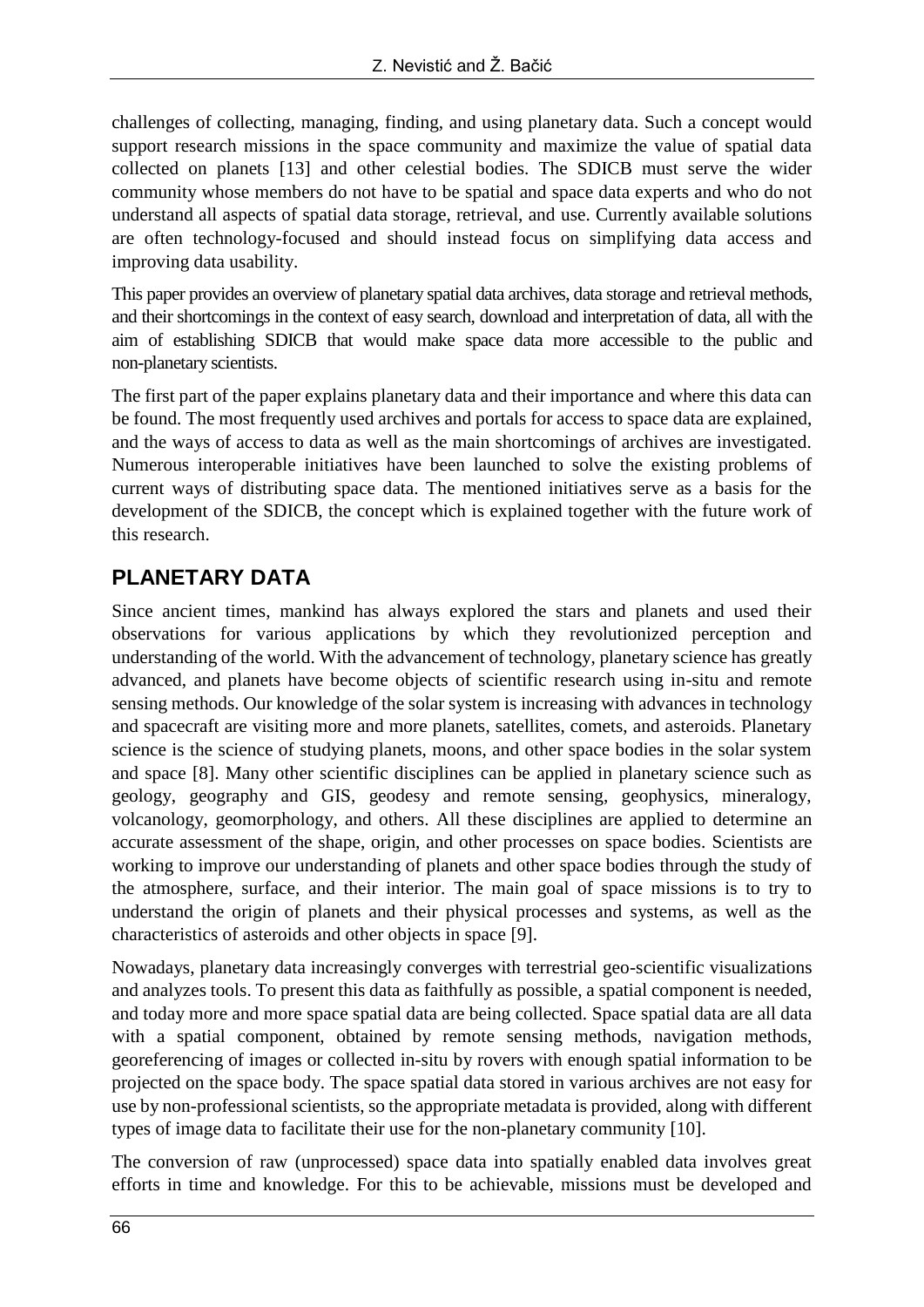challenges of collecting, managing, finding, and using planetary data. Such a concept would support research missions in the space community and maximize the value of spatial data collected on planets [13] and other celestial bodies. The SDICB must serve the wider community whose members do not have to be spatial and space data experts and who do not understand all aspects of spatial data storage, retrieval, and use. Currently available solutions are often technology-focused and should instead focus on simplifying data access and improving data usability.

This paper provides an overview of planetary spatial data archives, data storage and retrieval methods, and their shortcomings in the context of easy search, download and interpretation of data, all with the aim of establishing SDICB that would make space data more accessible to the public and non-planetary scientists.

The first part of the paper explains planetary data and their importance and where this data can be found. The most frequently used archives and portals for access to space data are explained, and the ways of access to data as well as the main shortcomings of archives are investigated. Numerous interoperable initiatives have been launched to solve the existing problems of current ways of distributing space data. The mentioned initiatives serve as a basis for the development of the SDICB, the concept which is explained together with the future work of this research.

## PLANETARY DATA

Since ancient times, mankind has always explored the stars and planets and used their observations for various applications by which they revolutionized perception and understanding of the world. With the advancement of technology, planetary science has greatly advanced, and planets have become objects of scientific research using in-situ and remote sensing methods. Our knowledge of the solar system is increasing with advances in technology and spacecraft are visiting more and more planets, satellites, comets, and asteroids. Planetary science is the science of studying planets, moons, and other space bodies in the solar system and space [8]. Many other scientific disciplines can be applied in planetary science such as geology, geography and GIS, geodesy and remote sensing, geophysics, mineralogy, volcanology, geomorphology, and others. All these disciplines are applied to determine an accurate assessment of the shape, origin, and other processes on space bodies. Scientists are working to improve our understanding of planets and other space bodies through the study of the atmosphere, surface, and their interior. The main goal of space missions is to try to understand the origin of planets and their physical processes and systems, as well as the characteristics of asteroids and other objects in space [9].

Nowadays, planetary data increasingly converges with terrestrial geo-scientific visualizations and analyzes tools. To present this data as faithfully as possible, a spatial component is needed, and today more and more space spatial data are being collected. Space spatial data are all data with a spatial component, obtained by remote sensing methods, navigation methods, georeferencing of images or collected in-situ by rovers with enough spatial information to be projected on the space body. The space spatial data stored in various archives are not easy for use by non-professional scientists, so the appropriate metadata is provided, along with different types of image data to facilitate their use for the non-planetary community [10].

The conversion of raw (unprocessed) space data into spatially enabled data involves great efforts in time and knowledge. For this to be achievable, missions must be developed and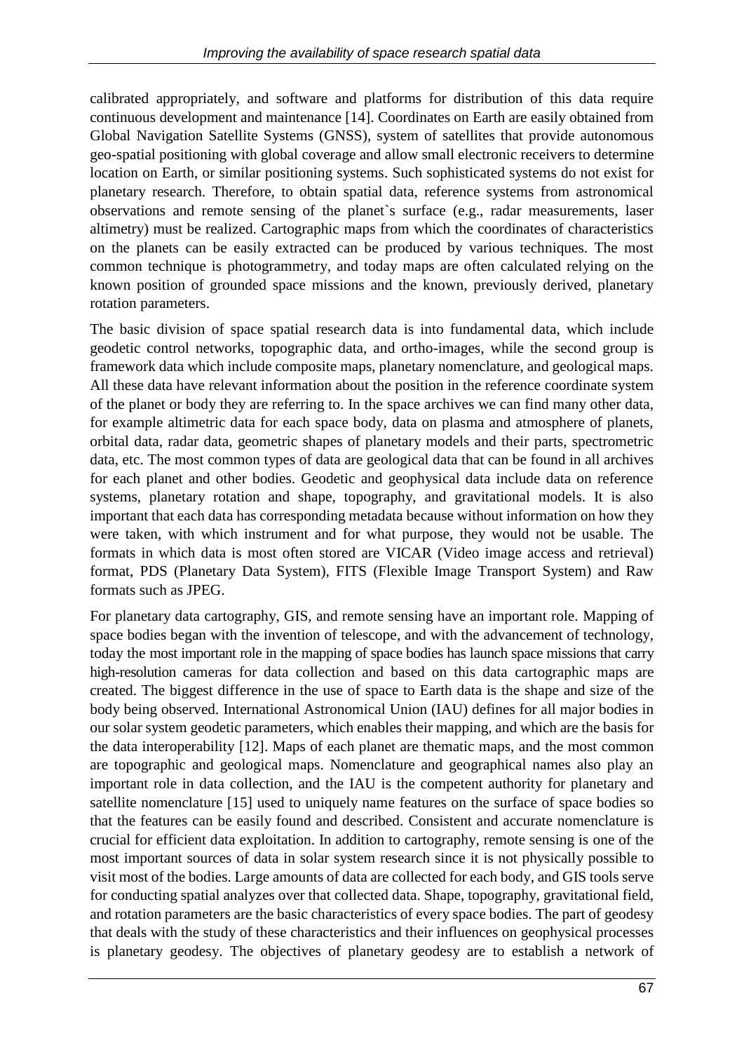calibrated appropriately, and software and platforms for distribution of this data require continuous development and maintenance [14]. Coordinates on Earth are easily obtained from Global Navigation Satellite Systems (GNSS), system of satellites that provide autonomous geo-spatial positioning with global coverage and allow small electronic receivers to determine location on Earth, or similar positioning systems. Such sophisticated systems do not exist for planetary research. Therefore, to obtain spatial data, reference systems from astronomical observations and remote sensing of the planet`s surface (e.g., radar measurements, laser altimetry) must be realized. Cartographic maps from which the coordinates of characteristics on the planets can be easily extracted can be produced by various techniques. The most common technique is photogrammetry, and today maps are often calculated relying on the known position of grounded space missions and the known, previously derived, planetary rotation parameters.

The basic division of space spatial research data is into fundamental data, which include geodetic control networks, topographic data, and ortho-images, while the second group is framework data which include composite maps, planetary nomenclature, and geological maps. All these data have relevant information about the position in the reference coordinate system of the planet or body they are referring to. In the space archives we can find many other data, for example altimetric data for each space body, data on plasma and atmosphere of planets, orbital data, radar data, geometric shapes of planetary models and their parts, spectrometric data, etc. The most common types of data are geological data that can be found in all archives for each planet and other bodies. Geodetic and geophysical data include data on reference systems, planetary rotation and shape, topography, and gravitational models. It is also important that each data has corresponding metadata because without information on how they were taken, with which instrument and for what purpose, they would not be usable. The formats in which data is most often stored are VICAR (Video image access and retrieval) format, PDS (Planetary Data System), FITS (Flexible Image Transport System) and Raw formats such as JPEG.

For planetary data cartography, GIS, and remote sensing have an important role. Mapping of space bodies began with the invention of telescope, and with the advancement of technology, today the most important role in the mapping of space bodies has launch space missions that carry high-resolution cameras for data collection and based on this data cartographic maps are created. The biggest difference in the use of space to Earth data is the shape and size of the body being observed. International Astronomical Union (IAU) defines for all major bodies in our solar system geodetic parameters, which enables their mapping, and which are the basis for the data interoperability [12]. Maps of each planet are thematic maps, and the most common are topographic and geological maps. Nomenclature and geographical names also play an important role in data collection, and the IAU is the competent authority for planetary and satellite nomenclature [15] used to uniquely name features on the surface of space bodies so that the features can be easily found and described. Consistent and accurate nomenclature is crucial for efficient data exploitation. In addition to cartography, remote sensing is one of the most important sources of data in solar system research since it is not physically possible to visit most of the bodies. Large amounts of data are collected for each body, and GIS tools serve for conducting spatial analyzes over that collected data. Shape, topography, gravitational field, and rotation parameters are the basic characteristics of every space bodies. The part of geodesy that deals with the study of these characteristics and their influences on geophysical processes is planetary geodesy. The objectives of planetary geodesy are to establish a network of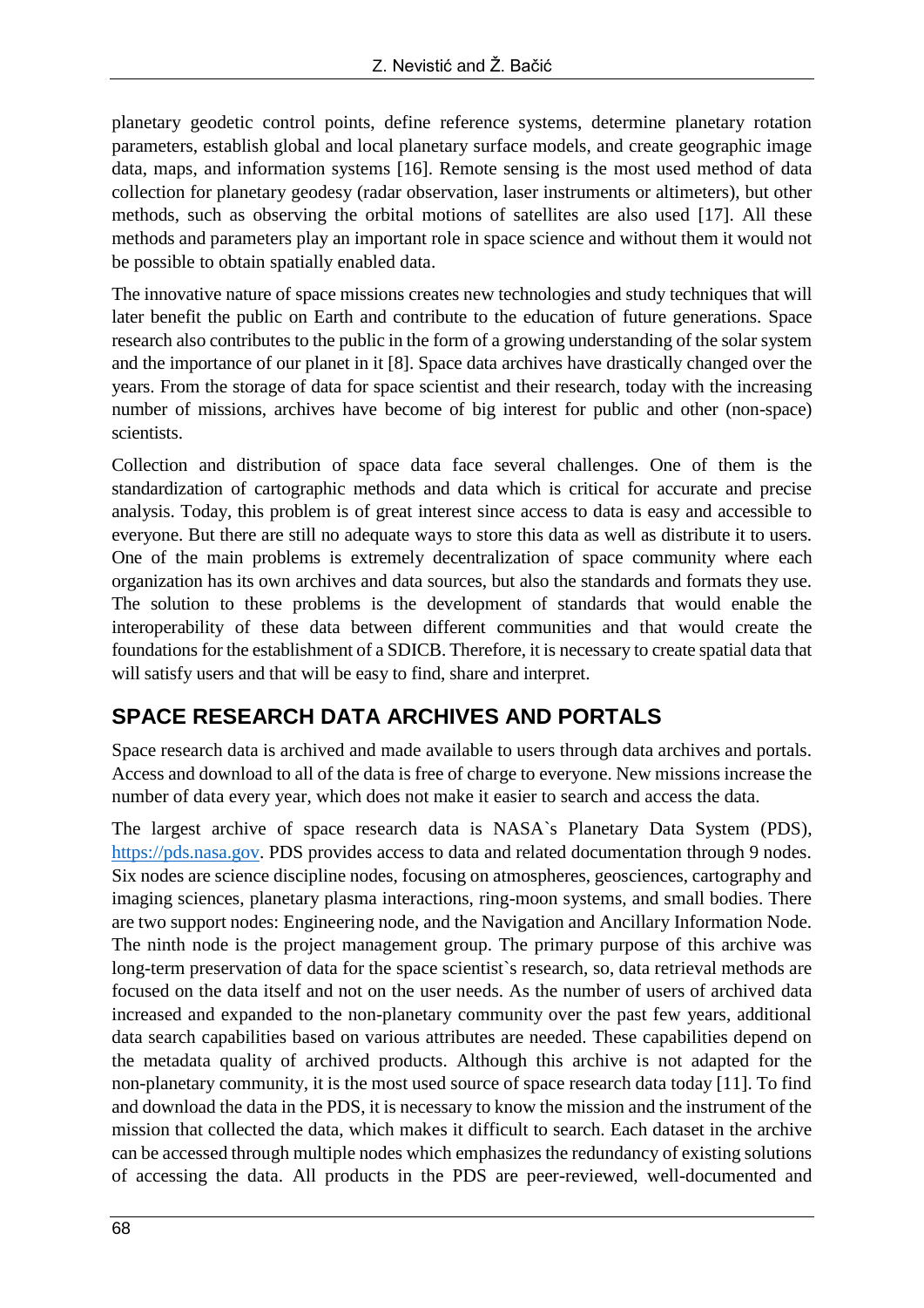planetary geodetic control points, define reference systems, determine planetary rotation parameters, establish global and local planetary surface models, and create geographic image data, maps, and information systems [16]. Remote sensing is the most used method of data collection for planetary geodesy (radar observation, laser instruments or altimeters), but other methods, such as observing the orbital motions of satellites are also used [17]. All these methods and parameters play an important role in space science and without them it would not be possible to obtain spatially enabled data.

The innovative nature of space missions creates new technologies and study techniques that will later benefit the public on Earth and contribute to the education of future generations. Space research also contributes to the public in the form of a growing understanding of the solar system and the importance of our planet in it [8]. Space data archives have drastically changed over the years. From the storage of data for space scientist and their research, today with the increasing number of missions, archives have become of big interest for public and other (non-space) scientists.

Collection and distribution of space data face several challenges. One of them is the standardization of cartographic methods and data which is critical for accurate and precise analysis. Today, this problem is of great interest since access to data is easy and accessible to everyone. But there are still no adequate ways to store this data as well as distribute it to users. One of the main problems is extremely decentralization of space community where each organization has its own archives and data sources, but also the standards and formats they use. The solution to these problems is the development of standards that would enable the interoperability of these data between different communities and that would create the foundations for the establishment of a SDICB. Therefore, it is necessary to create spatial data that will satisfy users and that will be easy to find, share and interpret.

## SPACE RESEARCH DATA ARCHIVES AND PORTALS

Space research data is archived and made available to users through data archives and portals. Access and download to all of the data is free of charge to everyone. New missions increase the number of data every year, which does not make it easier to search and access the data.

The largest archive of space research data is NASA`s Planetary Data System (PDS), https://pds.nasa.gov. PDS provides access to data and related documentation through 9 nodes. Six nodes are science discipline nodes, focusing on atmospheres, geosciences, cartography and imaging sciences, planetary plasma interactions, ring-moon systems, and small bodies. There are two support nodes: Engineering node, and the Navigation and Ancillary Information Node. The ninth node is the project management group. The primary purpose of this archive was long-term preservation of data for the space scientist`s research, so, data retrieval methods are focused on the data itself and not on the user needs. As the number of users of archived data increased and expanded to the non-planetary community over the past few years, additional data search capabilities based on various attributes are needed. These capabilities depend on the metadata quality of archived products. Although this archive is not adapted for the non-planetary community, it is the most used source of space research data today [11]. To find and download the data in the PDS, it is necessary to know the mission and the instrument of the mission that collected the data, which makes it difficult to search. Each dataset in the archive can be accessed through multiple nodes which emphasizes the redundancy of existing solutions of accessing the data. All products in the PDS are peer-reviewed, well-documented and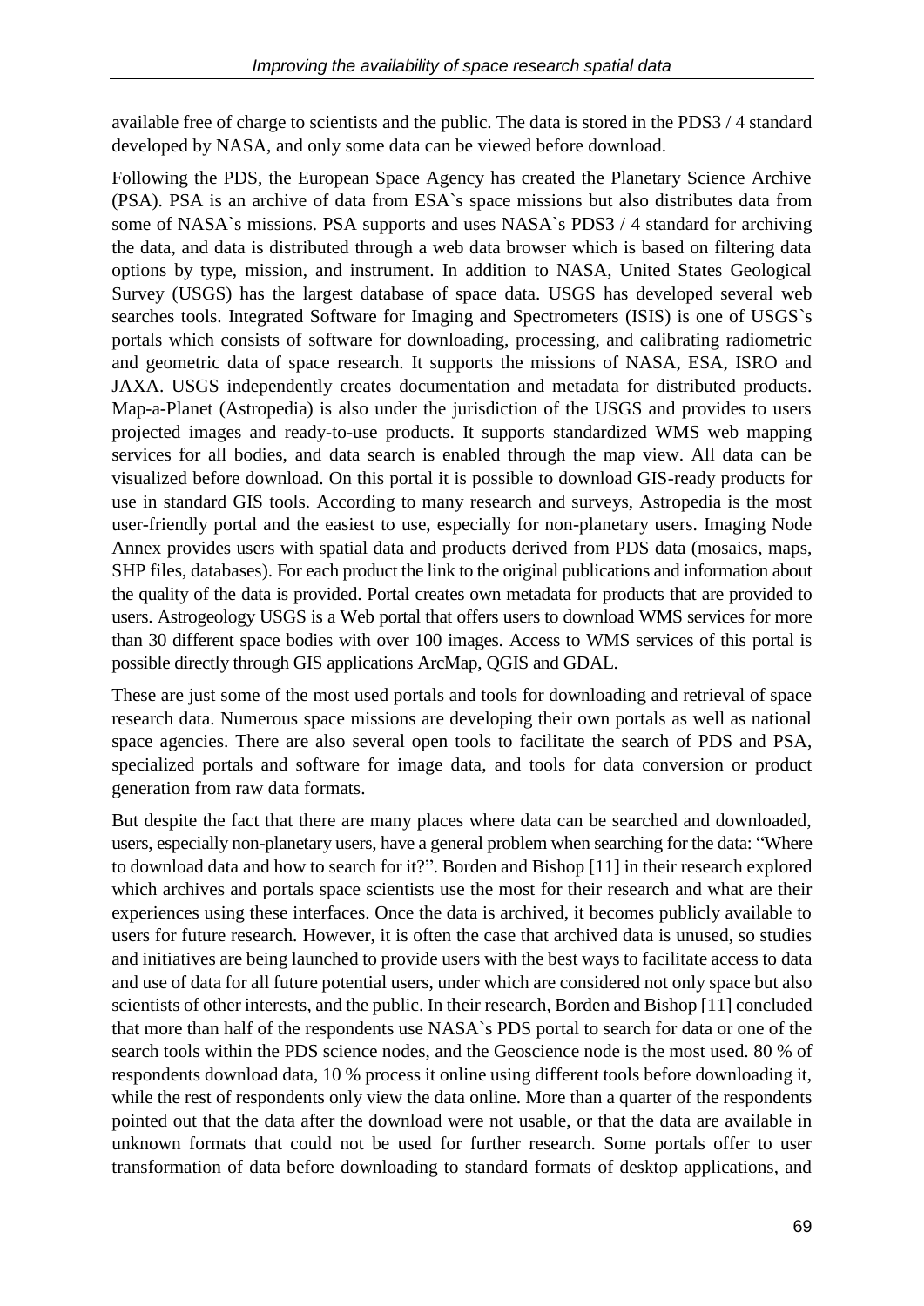available free of charge to scientists and the public. The data is stored in the PDS3 / 4 standard developed by NASA, and only some data can be viewed before download.

Following the PDS, the European Space Agency has created the Planetary Science Archive (PSA). PSA is an archive of data from ESA`s space missions but also distributes data from some of NASA`s missions. PSA supports and uses NASA`s PDS3 / 4 standard for archiving the data, and data is distributed through a web data browser which is based on filtering data options by type, mission, and instrument. In addition to NASA, United States Geological Survey (USGS) has the largest database of space data. USGS has developed several web searches tools. Integrated Software for Imaging and Spectrometers (ISIS) is one of USGS`s portals which consists of software for downloading, processing, and calibrating radiometric and geometric data of space research. It supports the missions of NASA, ESA, ISRO and JAXA. USGS independently creates documentation and metadata for distributed products. Map-a-Planet (Astropedia) is also under the jurisdiction of the USGS and provides to users projected images and ready-to-use products. It supports standardized WMS web mapping services for all bodies, and data search is enabled through the map view. All data can be visualized before download. On this portal it is possible to download GIS-ready products for use in standard GIS tools. According to many research and surveys, Astropedia is the most user-friendly portal and the easiest to use, especially for non-planetary users. Imaging Node Annex provides users with spatial data and products derived from PDS data (mosaics, maps, SHP files, databases). For each product the link to the original publications and information about the quality of the data is provided. Portal creates own metadata for products that are provided to users. Astrogeology USGS is a Web portal that offers users to download WMS services for more than 30 different space bodies with over 100 images. Access to WMS services of this portal is possible directly through GIS applications ArcMap, QGIS and GDAL.

These are just some of the most used portals and tools for downloading and retrieval of space research data. Numerous space missions are developing their own portals as well as national space agencies. There are also several open tools to facilitate the search of PDS and PSA, specialized portals and software for image data, and tools for data conversion or product generation from raw data formats.

But despite the fact that there are many places where data can be searched and downloaded, users, especially non-planetary users, have a general problem when searching for the data: "Where to download data and how to search for it?". Borden and Bishop [11] in their research explored which archives and portals space scientists use the most for their research and what are their experiences using these interfaces. Once the data is archived, it becomes publicly available to users for future research. However, it is often the case that archived data is unused, so studies and initiatives are being launched to provide users with the best ways to facilitate access to data and use of data for all future potential users, under which are considered not only space but also scientists of other interests, and the public. In their research, Borden and Bishop [11] concluded that more than half of the respondents use NASA`s PDS portal to search for data or one of the search tools within the PDS science nodes, and the Geoscience node is the most used. 80 % of respondents download data, 10 % process it online using different tools before downloading it, while the rest of respondents only view the data online. More than a quarter of the respondents pointed out that the data after the download were not usable, or that the data are available in unknown formats that could not be used for further research. Some portals offer to user transformation of data before downloading to standard formats of desktop applications, and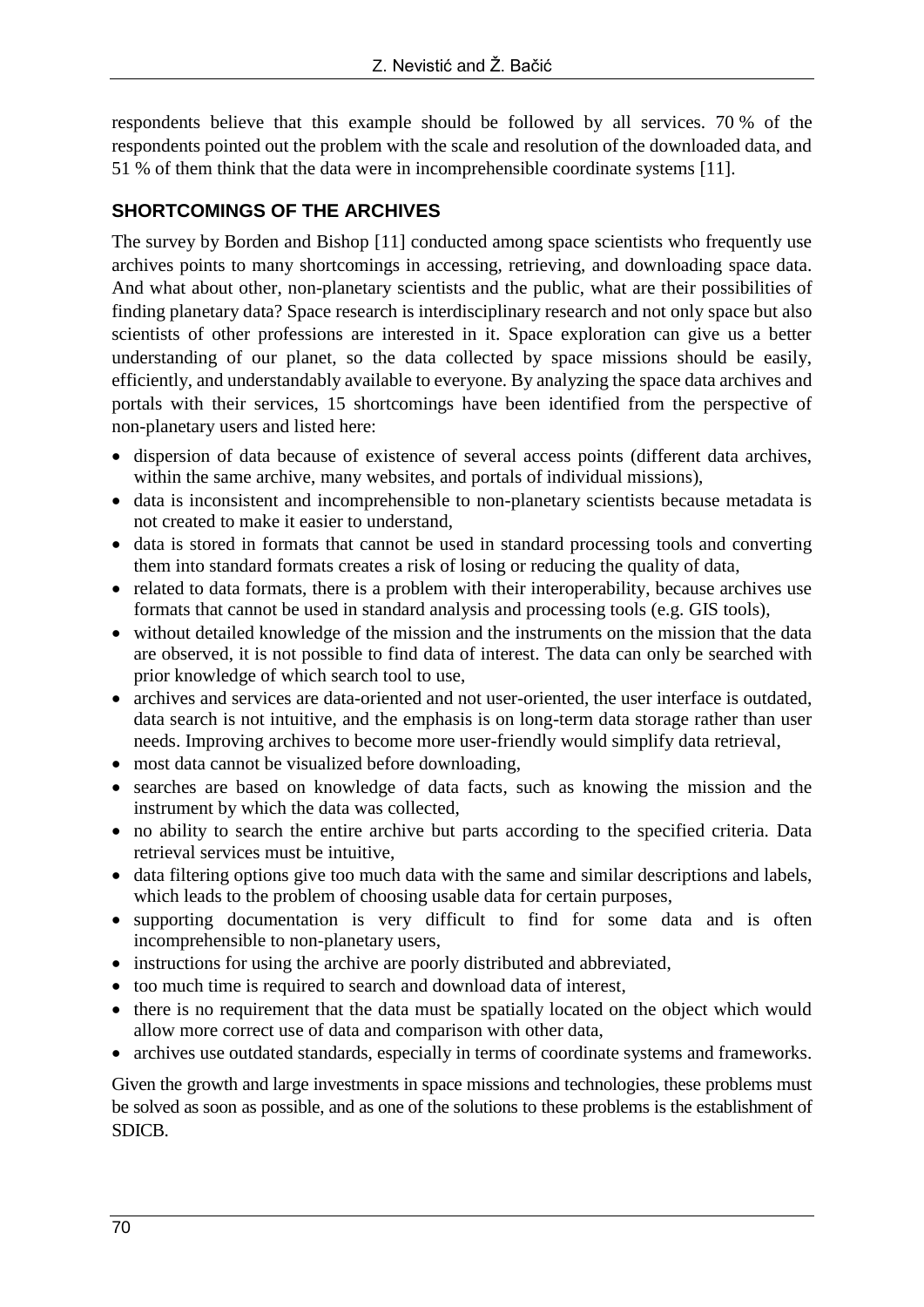respondents believe that this example should be followed by all services. 70 % of the respondents pointed out the problem with the scale and resolution of the downloaded data, and 51 % of them think that the data were in incomprehensible coordinate systems [11].

## SHORTCOMINGS OF THE ARCHIVES

The survey by Borden and Bishop [11] conducted among space scientists who frequently use archives points to many shortcomings in accessing, retrieving, and downloading space data. And what about other, non-planetary scientists and the public, what are their possibilities of finding planetary data? Space research is interdisciplinary research and not only space but also scientists of other professions are interested in it. Space exploration can give us a better understanding of our planet, so the data collected by space missions should be easily, efficiently, and understandably available to everyone. By analyzing the space data archives and portals with their services, 15 shortcomings have been identified from the perspective of non-planetary users and listed here:

- dispersion of data because of existence of several access points (different data archives, within the same archive, many websites, and portals of individual missions),
- data is inconsistent and incomprehensible to non-planetary scientists because metadata is not created to make it easier to understand,
- data is stored in formats that cannot be used in standard processing tools and converting them into standard formats creates a risk of losing or reducing the quality of data,
- related to data formats, there is a problem with their interoperability, because archives use formats that cannot be used in standard analysis and processing tools (e.g. GIS tools),
- without detailed knowledge of the mission and the instruments on the mission that the data are observed, it is not possible to find data of interest. The data can only be searched with prior knowledge of which search tool to use,
- archives and services are data-oriented and not user-oriented, the user interface is outdated, data search is not intuitive, and the emphasis is on long-term data storage rather than user needs. Improving archives to become more user-friendly would simplify data retrieval,
- most data cannot be visualized before downloading,
- searches are based on knowledge of data facts, such as knowing the mission and the instrument by which the data was collected,
- no ability to search the entire archive but parts according to the specified criteria. Data retrieval services must be intuitive,
- data filtering options give too much data with the same and similar descriptions and labels, which leads to the problem of choosing usable data for certain purposes,
- supporting documentation is very difficult to find for some data and is often incomprehensible to non-planetary users,
- instructions for using the archive are poorly distributed and abbreviated,
- too much time is required to search and download data of interest,
- there is no requirement that the data must be spatially located on the object which would allow more correct use of data and comparison with other data,
- archives use outdated standards, especially in terms of coordinate systems and frameworks.

Given the growth and large investments in space missions and technologies, these problems must be solved as soon as possible, and as one of the solutions to these problems is the establishment of SDICB.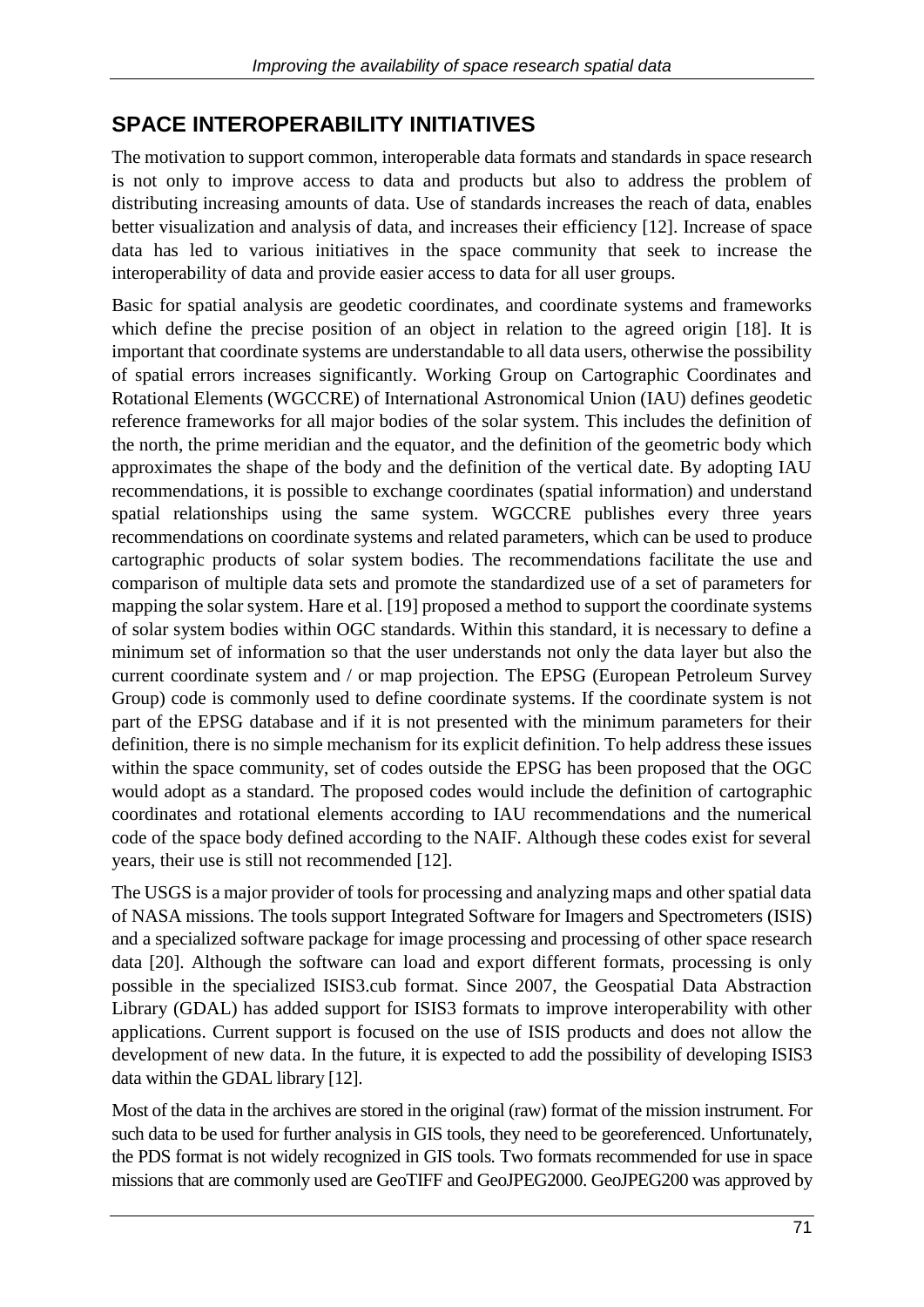## SPACE INTEROPERABILITY INITIATIVES

The motivation to support common, interoperable data formats and standards in space research is not only to improve access to data and products but also to address the problem of distributing increasing amounts of data. Use of standards increases the reach of data, enables better visualization and analysis of data, and increases their efficiency [12]. Increase of space data has led to various initiatives in the space community that seek to increase the interoperability of data and provide easier access to data for all user groups.

Basic for spatial analysis are geodetic coordinates, and coordinate systems and frameworks which define the precise position of an object in relation to the agreed origin [18]. It is important that coordinate systems are understandable to all data users, otherwise the possibility of spatial errors increases significantly. Working Group on Cartographic Coordinates and Rotational Elements (WGCCRE) of International Astronomical Union (IAU) defines geodetic reference frameworks for all major bodies of the solar system. This includes the definition of the north, the prime meridian and the equator, and the definition of the geometric body which approximates the shape of the body and the definition of the vertical date. By adopting IAU recommendations, it is possible to exchange coordinates (spatial information) and understand spatial relationships using the same system. WGCCRE publishes every three years recommendations on coordinate systems and related parameters, which can be used to produce cartographic products of solar system bodies. The recommendations facilitate the use and comparison of multiple data sets and promote the standardized use of a set of parameters for mapping the solar system. Hare et al. [19] proposed a method to support the coordinate systems of solar system bodies within OGC standards. Within this standard, it is necessary to define a minimum set of information so that the user understands not only the data layer but also the current coordinate system and / or map projection. The EPSG (European Petroleum Survey Group) code is commonly used to define coordinate systems. If the coordinate system is not part of the EPSG database and if it is not presented with the minimum parameters for their definition, there is no simple mechanism for its explicit definition. To help address these issues within the space community, set of codes outside the EPSG has been proposed that the OGC would adopt as a standard. The proposed codes would include the definition of cartographic coordinates and rotational elements according to IAU recommendations and the numerical code of the space body defined according to the NAIF. Although these codes exist for several years, their use is still not recommended [12].

The USGS is a major provider of tools for processing and analyzing maps and other spatial data of NASA missions. The tools support Integrated Software for Imagers and Spectrometers (ISIS) and a specialized software package for image processing and processing of other space research data [20]. Although the software can load and export different formats, processing is only possible in the specialized ISIS3.cub format. Since 2007, the Geospatial Data Abstraction Library (GDAL) has added support for ISIS3 formats to improve interoperability with other applications. Current support is focused on the use of ISIS products and does not allow the development of new data. In the future, it is expected to add the possibility of developing ISIS3 data within the GDAL library [12].

Most of the data in the archives are stored in the original (raw) format of the mission instrument. For such data to be used for further analysis in GIS tools, they need to be georeferenced. Unfortunately, the PDS format is not widely recognized in GIS tools. Two formats recommended for use in space missions that are commonly used are GeoTIFF and GeoJPEG2000. GeoJPEG200 was approved by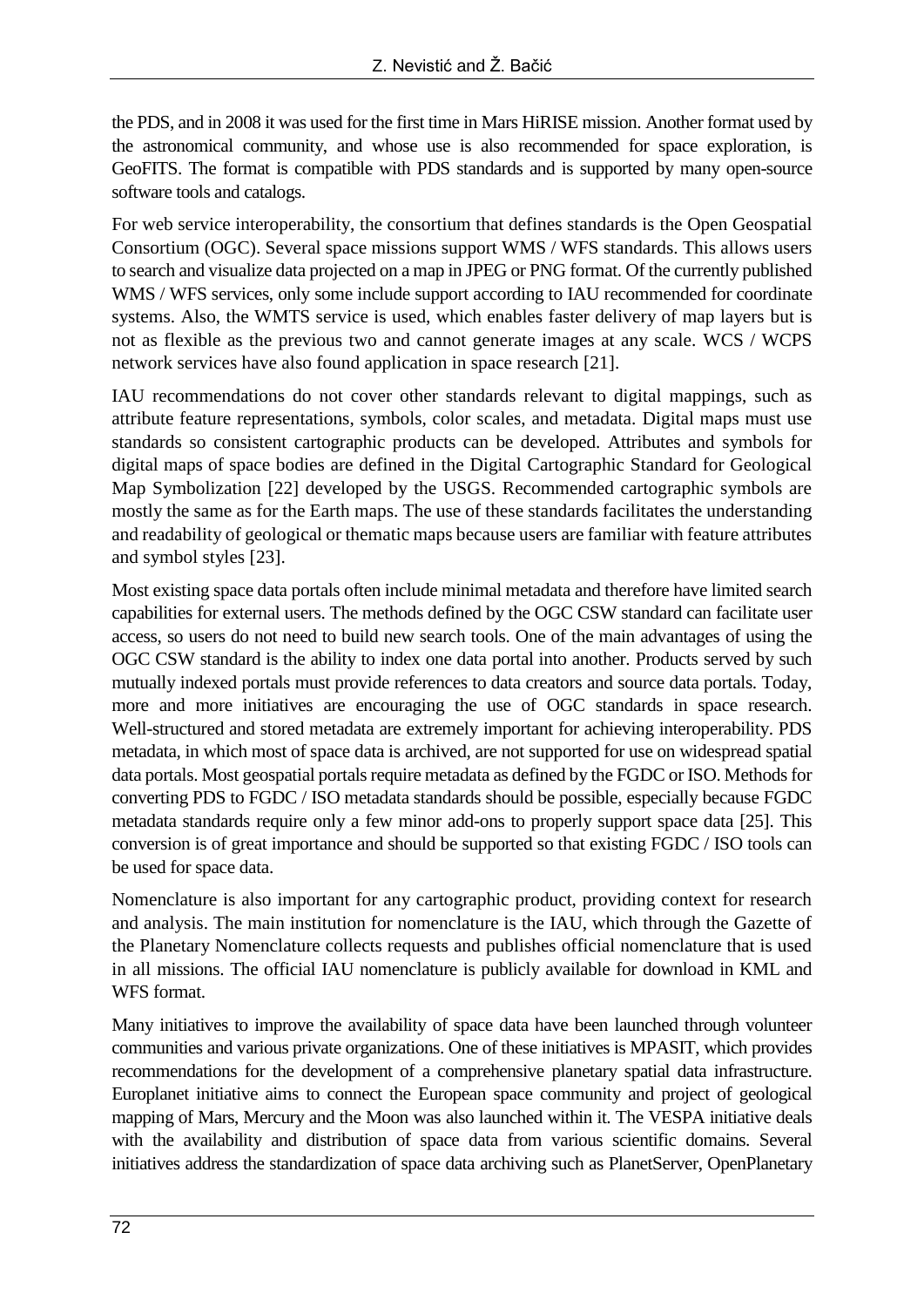the PDS, and in 2008 it was used for the first time in Mars HiRISE mission. Another format used by the astronomical community, and whose use is also recommended for space exploration, is GeoFITS. The format is compatible with PDS standards and is supported by many open-source software tools and catalogs.

For web service interoperability, the consortium that defines standards is the Open Geospatial Consortium (OGC). Several space missions support WMS / WFS standards. This allows users to search and visualize data projected on a map in JPEG or PNG format. Of the currently published WMS / WFS services, only some include support according to IAU recommended for coordinate systems. Also, the WMTS service is used, which enables faster delivery of map layers but is not as flexible as the previous two and cannot generate images at any scale. WCS / WCPS network services have also found application in space research [21].

IAU recommendations do not cover other standards relevant to digital mappings, such as attribute feature representations, symbols, color scales, and metadata. Digital maps must use standards so consistent cartographic products can be developed. Attributes and symbols for digital maps of space bodies are defined in the Digital Cartographic Standard for Geological Map Symbolization [22] developed by the USGS. Recommended cartographic symbols are mostly the same as for the Earth maps. The use of these standards facilitates the understanding and readability of geological or thematic maps because users are familiar with feature attributes and symbol styles [23].

Most existing space data portals often include minimal metadata and therefore have limited search capabilities for external users. The methods defined by the OGC CSW standard can facilitate user access, so users do not need to build new search tools. One of the main advantages of using the OGC CSW standard is the ability to index one data portal into another. Products served by such mutually indexed portals must provide references to data creators and source data portals. Today, more and more initiatives are encouraging the use of OGC standards in space research. Well-structured and stored metadata are extremely important for achieving interoperability. PDS metadata, in which most of space data is archived, are not supported for use on widespread spatial data portals. Most geospatial portals require metadata as defined by the FGDC or ISO. Methods for converting PDS to FGDC / ISO metadata standards should be possible, especially because FGDC metadata standards require only a few minor add-ons to properly support space data [25]. This conversion is of great importance and should be supported so that existing FGDC / ISO tools can be used for space data.

Nomenclature is also important for any cartographic product, providing context for research and analysis. The main institution for nomenclature is the IAU, which through the Gazette of the Planetary Nomenclature collects requests and publishes official nomenclature that is used in all missions. The official IAU nomenclature is publicly available for download in KML and WFS format.

Many initiatives to improve the availability of space data have been launched through volunteer communities and various private organizations. One of these initiatives is MPASIT, which provides recommendations for the development of a comprehensive planetary spatial data infrastructure. Europlanet initiative aims to connect the European space community and project of geological mapping of Mars, Mercury and the Moon was also launched within it. The VESPA initiative deals with the availability and distribution of space data from various scientific domains. Several initiatives address the standardization of space data archiving such as PlanetServer, OpenPlanetary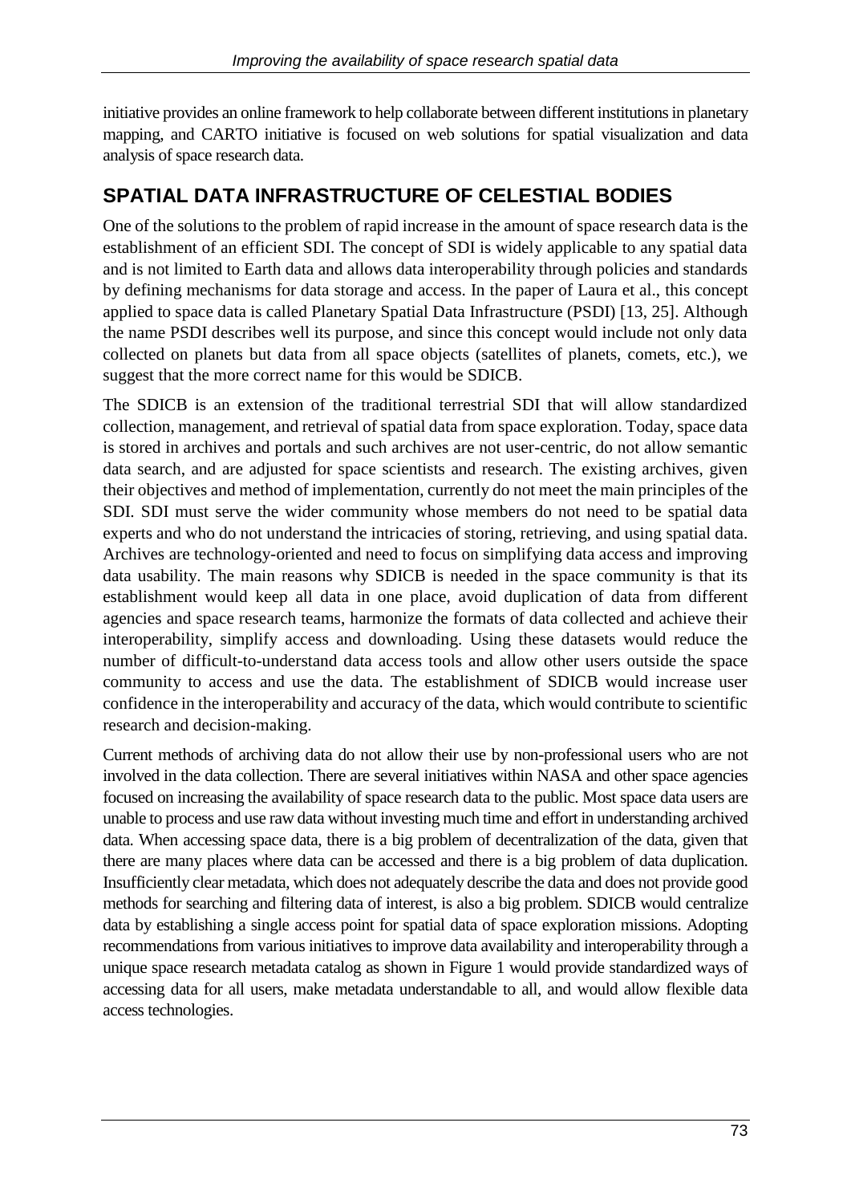initiative provides an online framework to help collaborate between different institutions in planetary mapping, and CARTO initiative is focused on web solutions for spatial visualization and data analysis of space research data.

## SPATIAL DATA INFRASTRUCTURE OF CELESTIAL BODIES

One of the solutions to the problem of rapid increase in the amount of space research data is the establishment of an efficient SDI. The concept of SDI is widely applicable to any spatial data and is not limited to Earth data and allows data interoperability through policies and standards by defining mechanisms for data storage and access. In the paper of Laura et al., this concept applied to space data is called Planetary Spatial Data Infrastructure (PSDI) [13, 25]. Although the name PSDI describes well its purpose, and since this concept would include not only data collected on planets but data from all space objects (satellites of planets, comets, etc.), we suggest that the more correct name for this would be SDICB.

The SDICB is an extension of the traditional terrestrial SDI that will allow standardized collection, management, and retrieval of spatial data from space exploration. Today, space data is stored in archives and portals and such archives are not user-centric, do not allow semantic data search, and are adjusted for space scientists and research. The existing archives, given their objectives and method of implementation, currently do not meet the main principles of the SDI. SDI must serve the wider community whose members do not need to be spatial data experts and who do not understand the intricacies of storing, retrieving, and using spatial data. Archives are technology-oriented and need to focus on simplifying data access and improving data usability. The main reasons why SDICB is needed in the space community is that its establishment would keep all data in one place, avoid duplication of data from different agencies and space research teams, harmonize the formats of data collected and achieve their interoperability, simplify access and downloading. Using these datasets would reduce the number of difficult-to-understand data access tools and allow other users outside the space community to access and use the data. The establishment of SDICB would increase user confidence in the interoperability and accuracy of the data, which would contribute to scientific research and decision-making.

Current methods of archiving data do not allow their use by non-professional users who are not involved in the data collection. There are several initiatives within NASA and other space agencies focused on increasing the availability of space research data to the public. Most space data users are unable to process and use raw data without investing much time and effort in understanding archived data. When accessing space data, there is a big problem of decentralization of the data, given that there are many places where data can be accessed and there is a big problem of data duplication. Insufficiently clear metadata, which does not adequately describe the data and does not provide good methods for searching and filtering data of interest, is also a big problem. SDICB would centralize data by establishing a single access point for spatial data of space exploration missions. Adopting recommendations from various initiatives to improve data availability and interoperability through a unique space research metadata catalog as shown in Figure 1 would provide standardized ways of accessing data for all users, make metadata understandable to all, and would allow flexible data access technologies.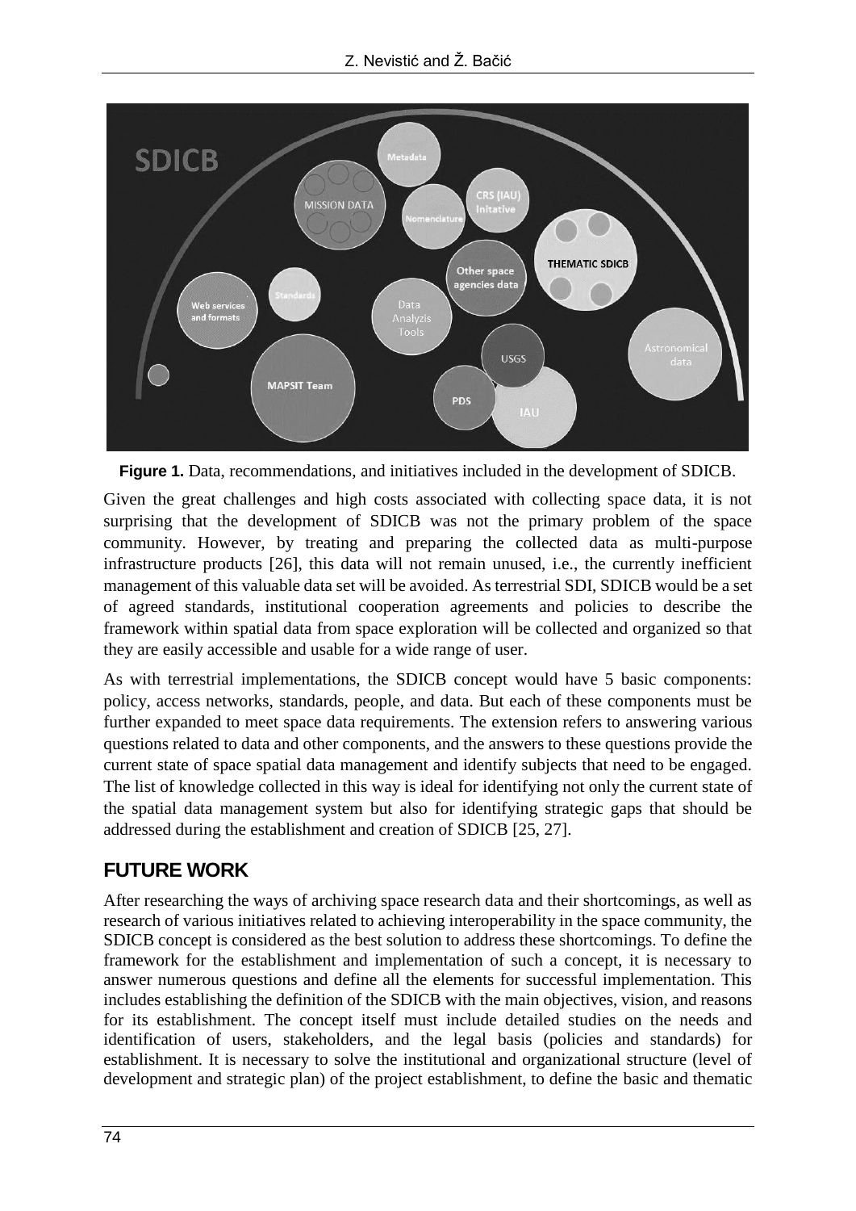**Figure 1.** Data, recommendations, and initiatives included in the development of SDICB.

Given the great challenges and high costs associated with collecting space data, it is not surprising that the development of SDICB was not the primary problem of the space community. However, by treating and preparing the collected data as multi-purpose infrastructure products [26], this data will not remain unused, i.e., the currently inefficient management of this valuable data set will be avoided. As terrestrial SDI, SDICB would be a set of agreed standards, institutional cooperation agreements and policies to describe the framework within spatial data from space exploration will be collected and organized so that they are easily accessible and usable for a wide range of user.

As with terrestrial implementations, the SDICB concept would have 5 basic components: policy, access networks, standards, people, and data. But each of these components must be further expanded to meet space data requirements. The extension refers to answering various questions related to data and other components, and the answers to these questions provide the current state of space spatial data management and identify subjects that need to be engaged. The list of knowledge collected in this way is ideal for identifying not only the current state of the spatial data management system but also for identifying strategic gaps that should be addressed during the establishment and creation of SDICB [25, 27].

## FUTURE WORK

After researching the ways of archiving space research data and their shortcomings, as well as research of various initiatives related to achieving interoperability in the space community, the SDICB concept is considered as the best solution to address these shortcomings. To define the framework for the establishment and implementation of such a concept, it is necessary to answer numerous questions and define all the elements for successful implementation. This includes establishing the definition of the SDICB with the main objectives, vision, and reasons for its establishment. The concept itself must include detailed studies on the needs and identification of users, stakeholders, and the legal basis (policies and standards) for establishment. It is necessary to solve the institutional and organizational structure (level of development and strategic plan) of the project establishment, to define the basic and thematic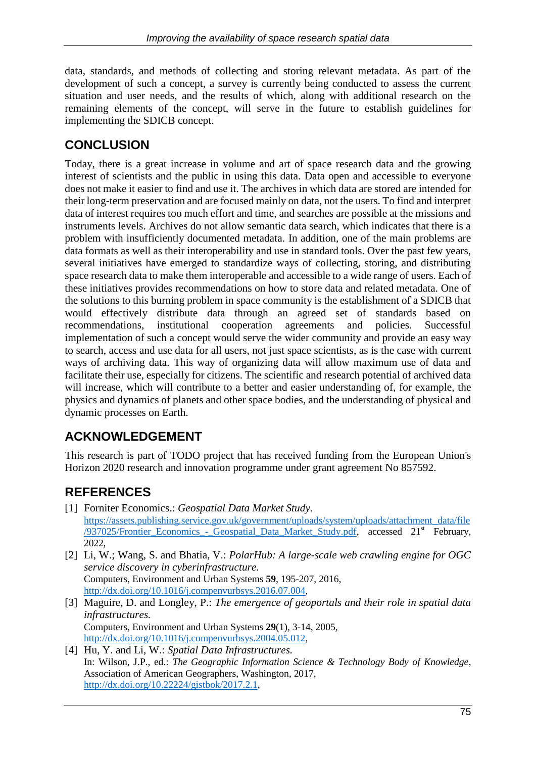data, standards, and methods of collecting and storing relevant metadata. As part of the development of such a concept, a survey is currently being conducted to assess the current situation and user needs, and the results of which, along with additional research on the remaining elements of the concept, will serve in the future to establish guidelines for implementing the SDICB concept.

## CONCLUSION

Today, there is a great increase in volume and art of space research data and the growing interest of scientists and the public in using this data. Data open and accessible to everyone does not make it easier to find and use it. The archives in which data are stored are intended for their long-term preservation and are focused mainly on data, not the users. To find and interpret data of interest requires too much effort and time, and searches are possible at the missions and instruments levels. Archives do not allow semantic data search, which indicates that there is a problem with insufficiently documented metadata. In addition, one of the main problems are data formats as well as their interoperability and use in standard tools. Over the past few years, several initiatives have emerged to standardize ways of collecting, storing, and distributing space research data to make them interoperable and accessible to a wide range of users. Each of these initiatives provides recommendations on how to store data and related metadata. One of the solutions to this burning problem in space community is the establishment of a SDICB that would effectively distribute data through an agreed set of standards based on recommendations, institutional cooperation agreements and policies. Successful implementation of such a concept would serve the wider community and provide an easy way to search, access and use data for all users, not just space scientists, as is the case with current ways of archiving data. This way of organizing data will allow maximum use of data and facilitate their use, especially for citizens. The scientific and research potential of archived data will increase, which will contribute to a better and easier understanding of, for example, the physics and dynamics of planets and other space bodies, and the understanding of physical and dynamic processes on Earth.

## ACKNOWLEDGEMENT

This research is part of TODO project that has received funding from the European Union's Horizon 2020 research and innovation programme under grant agreement No 857592.

## REFERENCES

[1] Forniter Economics.: *Geospatial Data Market Study.* https://assets.publishing.service.gov.uk/government/uploads/system/uploads/attachment_data/file/937025/Frontier_Economics_-_Geospatial_Data_Market_Study.pdf, accessed 21st February, 2022,

[2] Li, W.; Wang, S. and Bhatia, V.: *PolarHub: A large-scale web crawling engine for OGC service discovery in cyberinfrastructure.* Computers, Environment and Urban Systems **59**, 195-207, 2016, http://dx.doi.org/10.1016/j.compenvurbsys.2016.07.004,

[3] Maguire, D. and Longley, P.: *The emergence of geoportals and their role in spatial data infrastructures.* Computers, Environment and Urban Systems **29**(1), 3-14, 2005, http://dx.doi.org/10.1016/j.compenvurbsys.2004.05.012,

[4] Hu, Y. and Li, W.: *Spatial Data Infrastructures.* In: Wilson, J.P., ed.: *The Geographic Information Science & Technology Body of Knowledge*, Association of American Geographers, Washington, 2017, http://dx.doi.org/10.22224/gistbok/2017.2.1,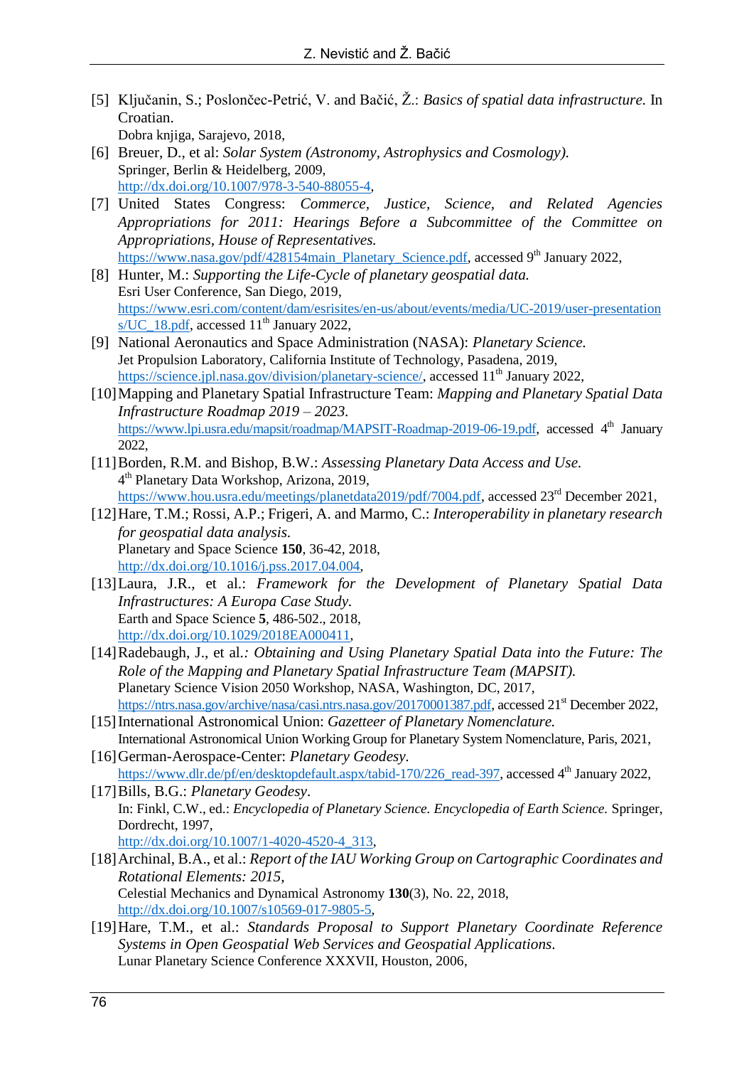[5] Ključanin, S.; Poslončec-Petrić, V. and Bačić, Ž.: *Basics of spatial data infrastructure.* In Croatian.
Dobra knjiga, Sarajevo, 2018,

[6] Breuer, D., et al: *Solar System (Astronomy, Astrophysics and Cosmology).*
Springer, Berlin & Heidelberg, 2009,
http://dx.doi.org/10.1007/978-3-540-88055-4,

[7] United States Congress: *Commerce, Justice, Science, and Related Agencies Appropriations for 2011: Hearings Before a Subcommittee of the Committee on Appropriations, House of Representatives.*
https://www.nasa.gov/pdf/428154main_Planetary_Science.pdf, accessed 9th January 2022,

[8] Hunter, M.: *Supporting the Life-Cycle of planetary geospatial data.*
Esri User Conference, San Diego, 2019,
https://www.esri.com/content/dam/esrisites/en-us/about/events/media/UC-2019/user-presentations/UC_18.pdf, accessed 11th January 2022,

[9] National Aeronautics and Space Administration (NASA): *Planetary Science.*
Jet Propulsion Laboratory, California Institute of Technology, Pasadena, 2019,
https://science.jpl.nasa.gov/division/planetary-science/, accessed 11th January 2022,

[10] Mapping and Planetary Spatial Infrastructure Team: *Mapping and Planetary Spatial Data Infrastructure Roadmap 2019 – 2023.*
https://www.lpi.usra.edu/mapsit/roadmap/MAPSIT-Roadmap-2019-06-19.pdf, accessed 4th January 2022,

[11] Borden, R.M. and Bishop, B.W.: *Assessing Planetary Data Access and Use.*
4th Planetary Data Workshop, Arizona, 2019,
https://www.hou.usra.edu/meetings/planetdata2019/pdf/7004.pdf, accessed 23rd December 2021,

[12] Hare, T.M.; Rossi, A.P.; Frigeri, A. and Marmo, C.: *Interoperability in planetary research for geospatial data analysis.*
Planetary and Space Science **150**, 36-42, 2018,
http://dx.doi.org/10.1016/j.pss.2017.04.004,

[13] Laura, J.R., et al.: *Framework for the Development of Planetary Spatial Data Infrastructures: A Europa Case Study.*
Earth and Space Science **5**, 486-502., 2018,
http://dx.doi.org/10.1029/2018EA000411,

[14] Radebaugh, J., et al.*: Obtaining and Using Planetary Spatial Data into the Future: The Role of the Mapping and Planetary Spatial Infrastructure Team (MAPSIT).*
Planetary Science Vision 2050 Workshop, NASA, Washington, DC, 2017,
https://ntrs.nasa.gov/archive/nasa/casi.ntrs.nasa.gov/20170001387.pdf, accessed 21st December 2022,

[15] International Astronomical Union: *Gazetteer of Planetary Nomenclature.*
International Astronomical Union Working Group for Planetary System Nomenclature, Paris, 2021,

[16] German-Aerospace-Center: *Planetary Geodesy.*
https://www.dlr.de/pf/en/desktopdefault.aspx/tabid-170/226_read-397, accessed 4th January 2022,

[17] Bills, B.G.: *Planetary Geodesy*.
In: Finkl, C.W., ed.: *Encyclopedia of Planetary Science. Encyclopedia of Earth Science.* Springer, Dordrecht, 1997,
http://dx.doi.org/10.1007/1-4020-4520-4_313,

[18] Archinal, B.A., et al.: *Report of the IAU Working Group on Cartographic Coordinates and Rotational Elements: 2015*,
Celestial Mechanics and Dynamical Astronomy **130**(3), No. 22, 2018,
http://dx.doi.org/10.1007/s10569-017-9805-5,

[19] Hare, T.M., et al.: *Standards Proposal to Support Planetary Coordinate Reference Systems in Open Geospatial Web Services and Geospatial Applications*.
Lunar Planetary Science Conference XXXVII, Houston, 2006,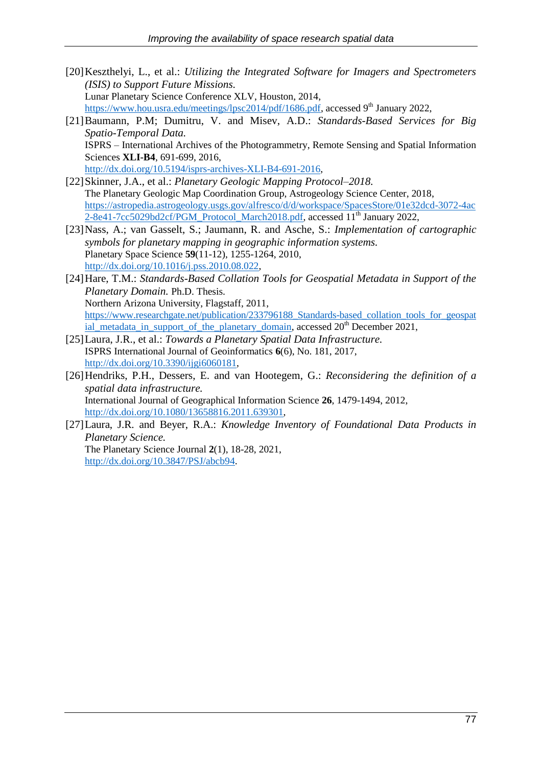[20] Keszthelyi, L., et al.: *Utilizing the Integrated Software for Imagers and Spectrometers (ISIS) to Support Future Missions.*
Lunar Planetary Science Conference XLV, Houston, 2014,
https://www.hou.usra.edu/meetings/lpsc2014/pdf/1686.pdf, accessed 9th January 2022,

[21] Baumann, P.M; Dumitru, V. and Misev, A.D.: *Standards-Based Services for Big Spatio-Temporal Data.*
ISPRS – International Archives of the Photogrammetry, Remote Sensing and Spatial Information Sciences **XLI-B4**, 691-699, 2016,
http://dx.doi.org/10.5194/isprs-archives-XLI-B4-691-2016,

[22] Skinner, J.A., et al.: *Planetary Geologic Mapping Protocol–2018.*
The Planetary Geologic Map Coordination Group, Astrogeology Science Center, 2018,
https://astropedia.astrogeology.usgs.gov/alfresco/d/d/workspace/SpacesStore/01e32dcd-3072-4ac2-8e41-7cc5029bd2cf/PGM_Protocol_March2018.pdf, accessed 11th January 2022,

[23] Nass, A.; van Gasselt, S.; Jaumann, R. and Asche, S.: *Implementation of cartographic symbols for planetary mapping in geographic information systems.*
Planetary Space Science **59**(11-12), 1255-1264, 2010,
http://dx.doi.org/10.1016/j.pss.2010.08.022,

[24] Hare, T.M.: *Standards-Based Collation Tools for Geospatial Metadata in Support of the Planetary Domain.* Ph.D. Thesis.
Northern Arizona University, Flagstaff, 2011,
https://www.researchgate.net/publication/233796188_Standards-based_collation_tools_for_geospatial_metadata_in_support_of_the_planetary_domain, accessed 20th December 2021,

[25] Laura, J.R., et al.: *Towards a Planetary Spatial Data Infrastructure.*
ISPRS International Journal of Geoinformatics **6**(6), No. 181, 2017,
http://dx.doi.org/10.3390/ijgi6060181,

[26] Hendriks, P.H., Dessers, E. and van Hootegem, G.: *Reconsidering the definition of a spatial data infrastructure.*
International Journal of Geographical Information Science **26**, 1479-1494, 2012,
http://dx.doi.org/10.1080/13658816.2011.639301,

[27] Laura, J.R. and Beyer, R.A.: *Knowledge Inventory of Foundational Data Products in Planetary Science.*
The Planetary Science Journal **2**(1), 18-28, 2021,
http://dx.doi.org/10.3847/PSJ/abcb94.